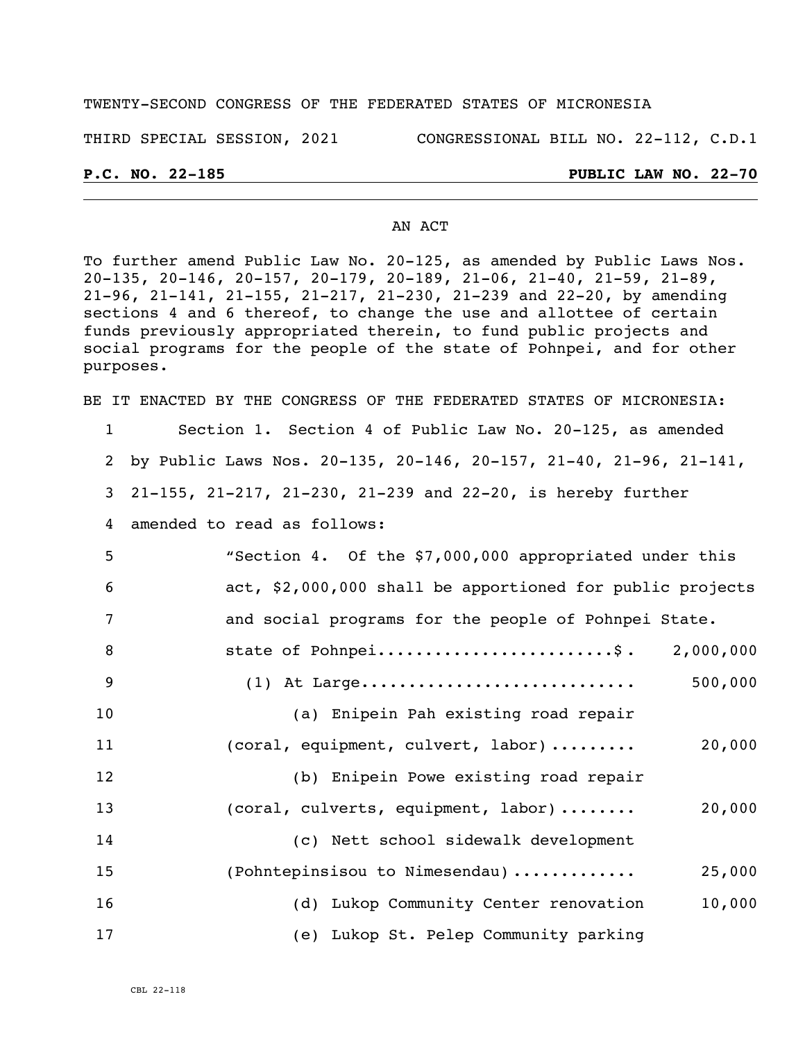TWENTY-SECOND CONGRESS OF THE FEDERATED STATES OF MICRONESIA

THIRD SPECIAL SESSION, 2021 CONGRESSIONAL BILL NO. 22-112, C.D.1

**P.C. NO. 22-185** **PUBLIC LAW NO. 22-70**

AN ACT

To further amend Public Law No. 20-125, as amended by Public Laws Nos. 20-135, 20-146, 20-157, 20-179, 20-189, 21-06, 21-40, 21-59, 21-89, 21-96, 21-141, 21-155, 21-217, 21-230, 21-239 and 22-20, by amending sections 4 and 6 thereof, to change the use and allottee of certain funds previously appropriated therein, to fund public projects and social programs for the people of the state of Pohnpei, and for other purposes.

BE IT ENACTED BY THE CONGRESS OF THE FEDERATED STATES OF MICRONESIA:

1 Section 1. Section 4 of Public Law No. 20-125, as amended
2 by Public Laws Nos. 20-135, 20-146, 20-157, 21-40, 21-96, 21-141,
3 21-155, 21-217, 21-230, 21-239 and 22-20, is hereby further
4 amended to read as follows:

5 "Section 4. Of the $7,000,000 appropriated under this
6 act, $2,000,000 shall be apportioned for public projects
7 and social programs for the people of Pohnpei State.

8 state of Pohnpei........................$. 2,000,000

9 (1) At Large............................ 500,000

10 (a) Enipein Pah existing road repair
11 (coral, equipment, culvert, labor)......... 20,000

12 (b) Enipein Powe existing road repair
13 (coral, culverts, equipment, labor)........ 20,000

14 (c) Nett school sidewalk development
15 (Pohntepinsisou to Nimesendau)............ 25,000

16 (d) Lukop Community Center renovation 10,000

17 (e) Lukop St. Pelep Community parking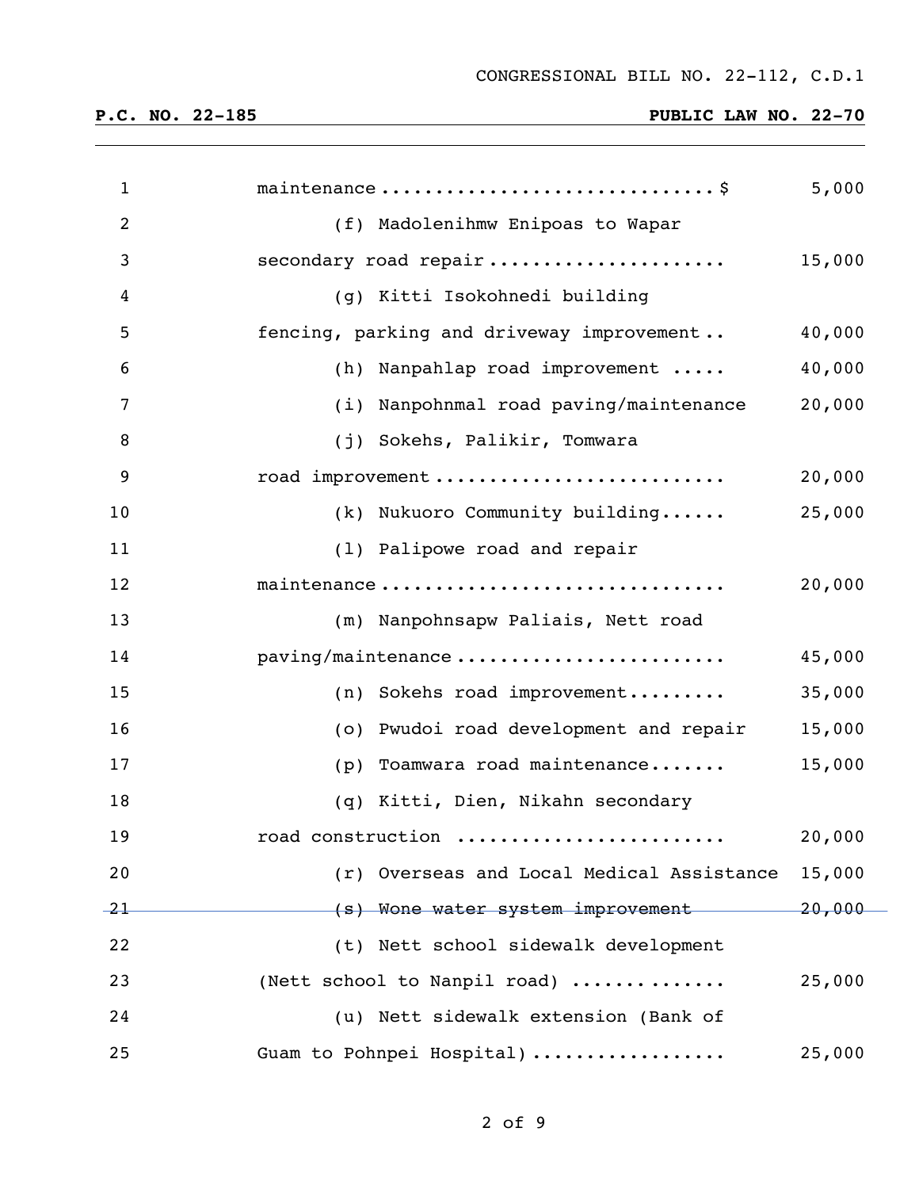maintenance ............................... $ 5,000

(f) Madolenihmw Enipoas to Wapar secondary road repair ..................... 15,000

(g) Kitti Isokohnedi building fencing, parking and driveway improvement .. 40,000

(h) Nanpahlap road improvement ..... 40,000

(i) Nanpohnmal road paving/maintenance 20,000

(j) Sokehs, Palikir, Tomwara road improvement .......................... 20,000

(k) Nukuoro Community building...... 25,000

(l) Palipowe road and repair maintenance ............................... 20,000

(m) Nanpohnsapw Paliais, Nett road paving/maintenance ........................ 45,000

(n) Sokehs road improvement......... 35,000

(o) Pwudoi road development and repair 15,000

(p) Toamwara road maintenance....... 15,000

(q) Kitti, Dien, Nikahn secondary road construction ........................ 20,000

(r) Overseas and Local Medical Assistance 15,000

~~(s) Wone water system improvement 20,000~~

(t) Nett school sidewalk development (Nett school to Nanpil road) ............. 25,000

(u) Nett sidewalk extension (Bank of Guam to Pohnpei Hospital) ................. 25,000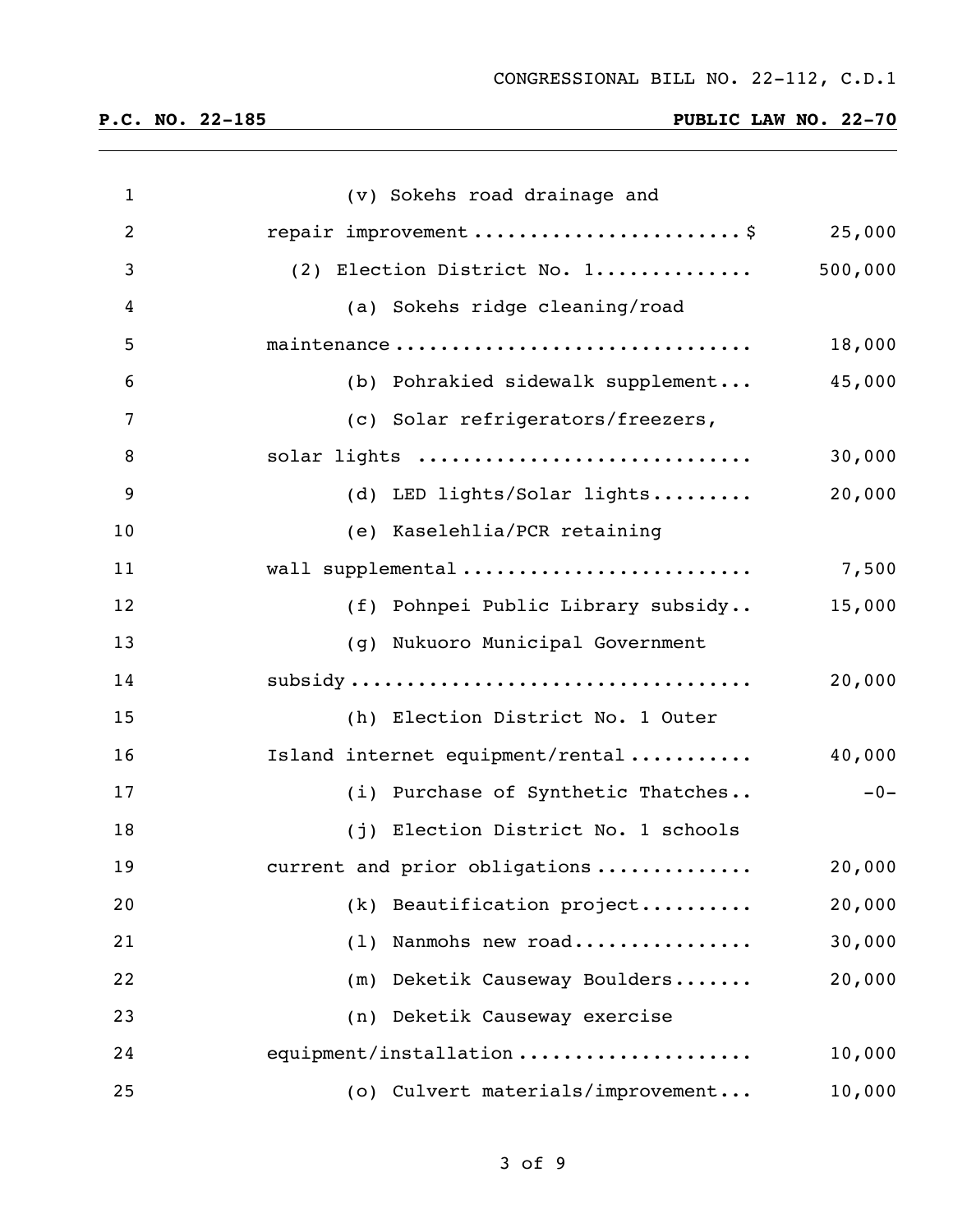| | |
|---|---:|
| (v) Sokehs road drainage and repair improvement .......................$ | 25,000 |
| (2) Election District No. 1.............. | 500,000 |
| (a) Sokehs ridge cleaning/road maintenance ............................... | 18,000 |
| (b) Pohrakied sidewalk supplement... | 45,000 |
| (c) Solar refrigerators/freezers, solar lights ............................. | 30,000 |
| (d) LED lights/Solar lights......... | 20,000 |
| (e) Kaselehlia/PCR retaining wall supplemental ......................... | 7,500 |
| (f) Pohnpei Public Library subsidy.. | 15,000 |
| (g) Nukuoro Municipal Government subsidy .................................. | 20,000 |
| (h) Election District No. 1 Outer Island internet equipment/rental .......... | 40,000 |
| (i) Purchase of Synthetic Thatches.. | -0- |
| (j) Election District No. 1 schools current and prior obligations ............. | 20,000 |
| (k) Beautification project.......... | 20,000 |
| (l) Nanmohs new road................ | 30,000 |
| (m) Deketik Causeway Boulders....... | 20,000 |
| (n) Deketik Causeway exercise equipment/installation .................... | 10,000 |
| (o) Culvert materials/improvement... | 10,000 |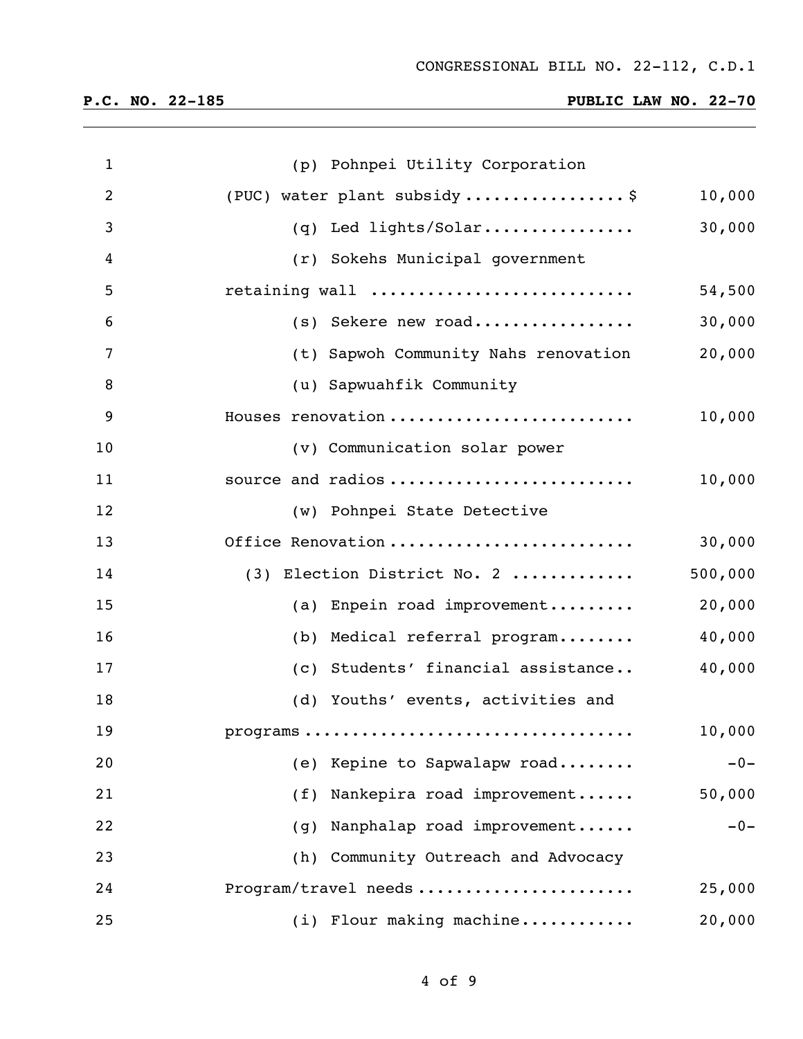| | |
|---|---|
| (p) Pohnpei Utility Corporation (PUC) water plant subsidy ................ $ | 10,000 |
| (q) Led lights/Solar................ | 30,000 |
| (r) Sokehs Municipal government retaining wall ........................... | 54,500 |
| (s) Sekere new road................. | 30,000 |
| (t) Sapwoh Community Nahs renovation | 20,000 |
| (u) Sapwuahfik Community Houses renovation ......................... | 10,000 |
| (v) Communication solar power source and radios ......................... | 10,000 |
| (w) Pohnpei State Detective Office Renovation ......................... | 30,000 |
| (3) Election District No. 2 ............ | 500,000 |
| (a) Enpein road improvement......... | 20,000 |
| (b) Medical referral program........ | 40,000 |
| (c) Students' financial assistance.. | 40,000 |
| (d) Youths' events, activities and programs ................................. | 10,000 |
| (e) Kepine to Sapwalapw road........ | -0- |
| (f) Nankepira road improvement...... | 50,000 |
| (g) Nanphalap road improvement...... | -0- |
| (h) Community Outreach and Advocacy Program/travel needs ...................... | 25,000 |
| (i) Flour making machine........... | 20,000 |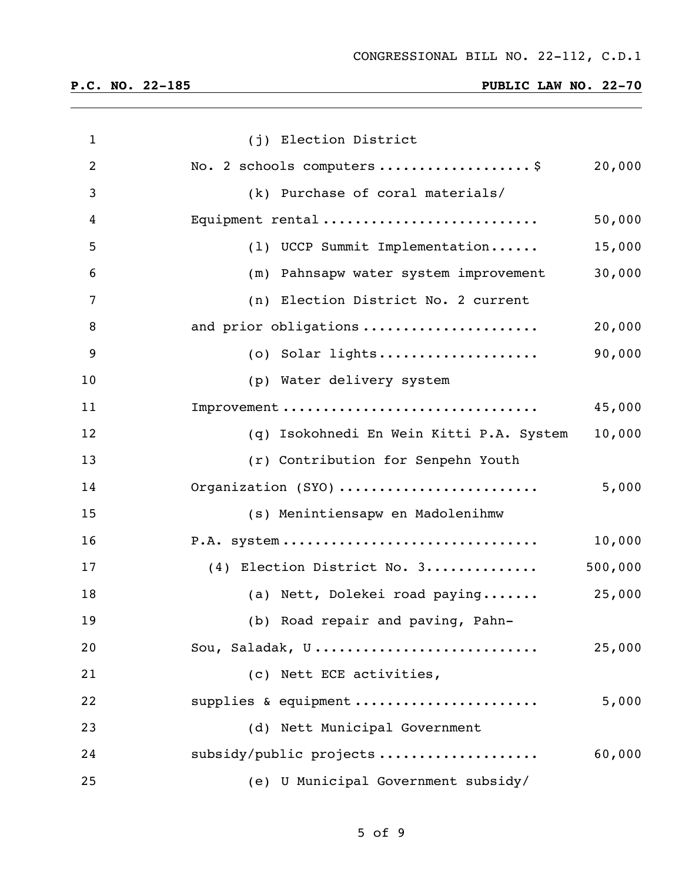(j) Election District No. 2 schools computers ..................$ 20,000

(k) Purchase of coral materials/ Equipment rental .......................... 50,000

(l) UCCP Summit Implementation...... 15,000

(m) Pahnsapw water system improvement 30,000

(n) Election District No. 2 current and prior obligations ..................... 20,000

(o) Solar lights................... 90,000

(p) Water delivery system Improvement .............................. 45,000

(q) Isokohnedi En Wein Kitti P.A. System 10,000

(r) Contribution for Senpehn Youth Organization (SYO) ........................ 5,000

(s) Menintiensapw en Madolenihmw P.A. system ............................... 10,000

(4) Election District No. 3............. 500,000

(a) Nett, Dolekei road paying....... 25,000

(b) Road repair and paving, Pahn-Sou, Saladak, U ........................... 25,000

(c) Nett ECE activities, supplies & equipment ...................... 5,000

(d) Nett Municipal Government subsidy/public projects ................... 60,000

(e) U Municipal Government subsidy/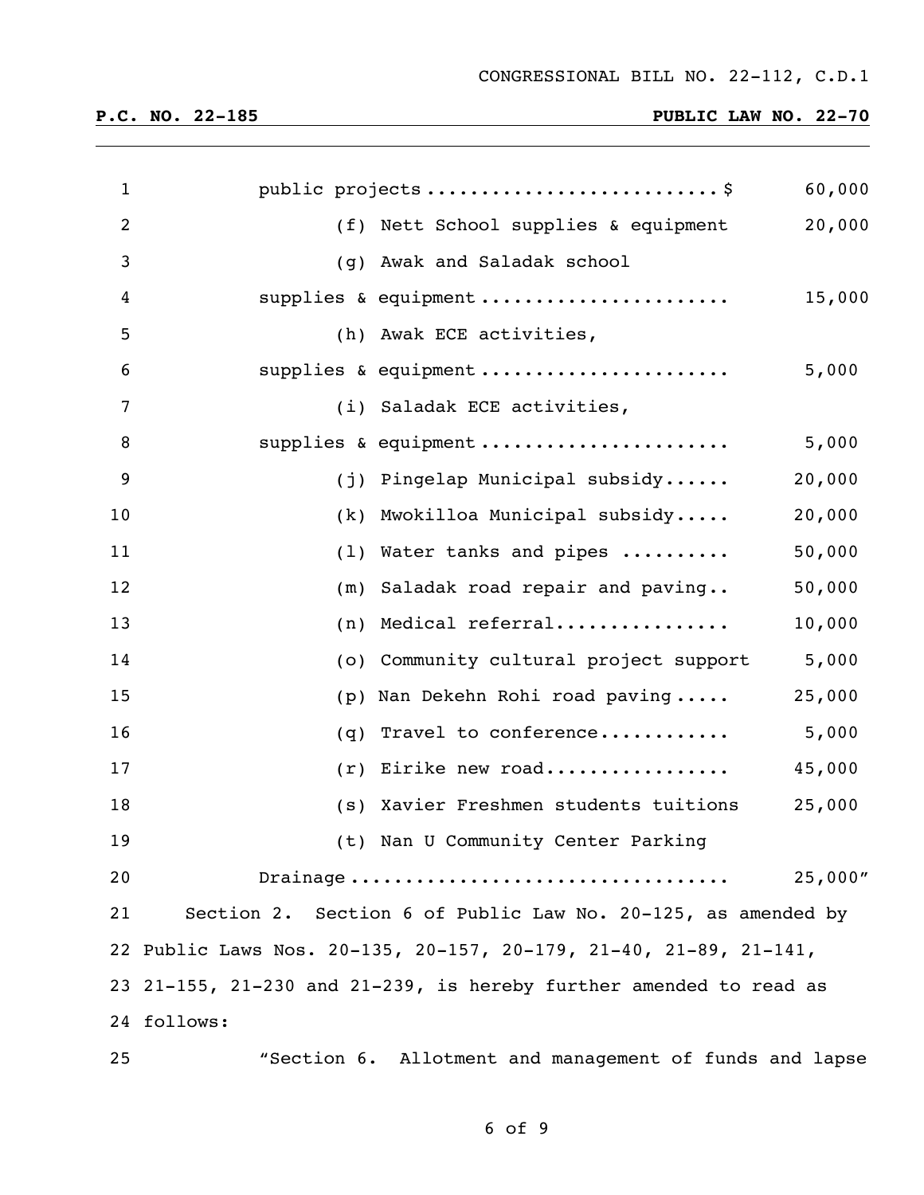public projects .......................... $ 60,000

(f) Nett School supplies & equipment 20,000

(g) Awak and Saladak school supplies & equipment ...................... 15,000

(h) Awak ECE activities, supplies & equipment ...................... 5,000

(i) Saladak ECE activities, supplies & equipment ...................... 5,000

(j) Pingelap Municipal subsidy...... 20,000

(k) Mwokilloa Municipal subsidy..... 20,000

(l) Water tanks and pipes .......... 50,000

(m) Saladak road repair and paving.. 50,000

(n) Medical referral................ 10,000

(o) Community cultural project support 5,000

(p) Nan Dekehn Rohi road paving ..... 25,000

(q) Travel to conference............ 5,000

(r) Eirike new road................. 45,000

(s) Xavier Freshmen students tuitions 25,000

(t) Nan U Community Center Parking Drainage ................................. 25,000"

Section 2. Section 6 of Public Law No. 20-125, as amended by Public Laws Nos. 20-135, 20-157, 20-179, 21-40, 21-89, 21-141, 21-155, 21-230 and 21-239, is hereby further amended to read as follows:

"Section 6. Allotment and management of funds and lapse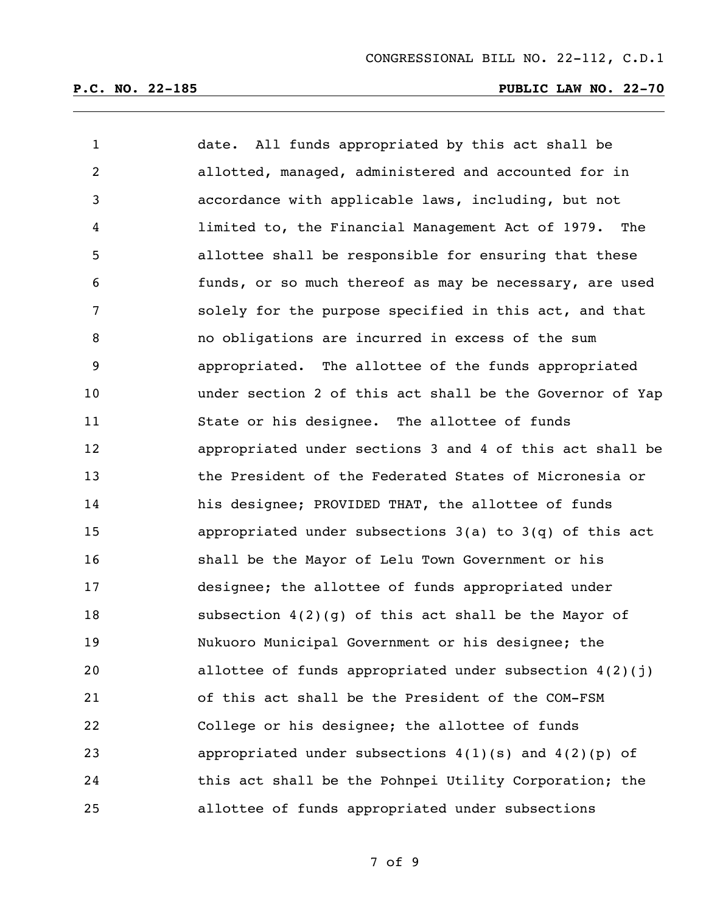date. All funds appropriated by this act shall be allotted, managed, administered and accounted for in accordance with applicable laws, including, but not limited to, the Financial Management Act of 1979. The allottee shall be responsible for ensuring that these funds, or so much thereof as may be necessary, are used solely for the purpose specified in this act, and that no obligations are incurred in excess of the sum appropriated. The allottee of the funds appropriated under section 2 of this act shall be the Governor of Yap State or his designee. The allottee of funds appropriated under sections 3 and 4 of this act shall be the President of the Federated States of Micronesia or his designee; PROVIDED THAT, the allottee of funds appropriated under subsections 3(a) to 3(q) of this act shall be the Mayor of Lelu Town Government or his designee; the allottee of funds appropriated under subsection 4(2)(g) of this act shall be the Mayor of Nukuoro Municipal Government or his designee; the allottee of funds appropriated under subsection 4(2)(j) of this act shall be the President of the COM-FSM College or his designee; the allottee of funds appropriated under subsections 4(1)(s) and 4(2)(p) of this act shall be the Pohnpei Utility Corporation; the allottee of funds appropriated under subsections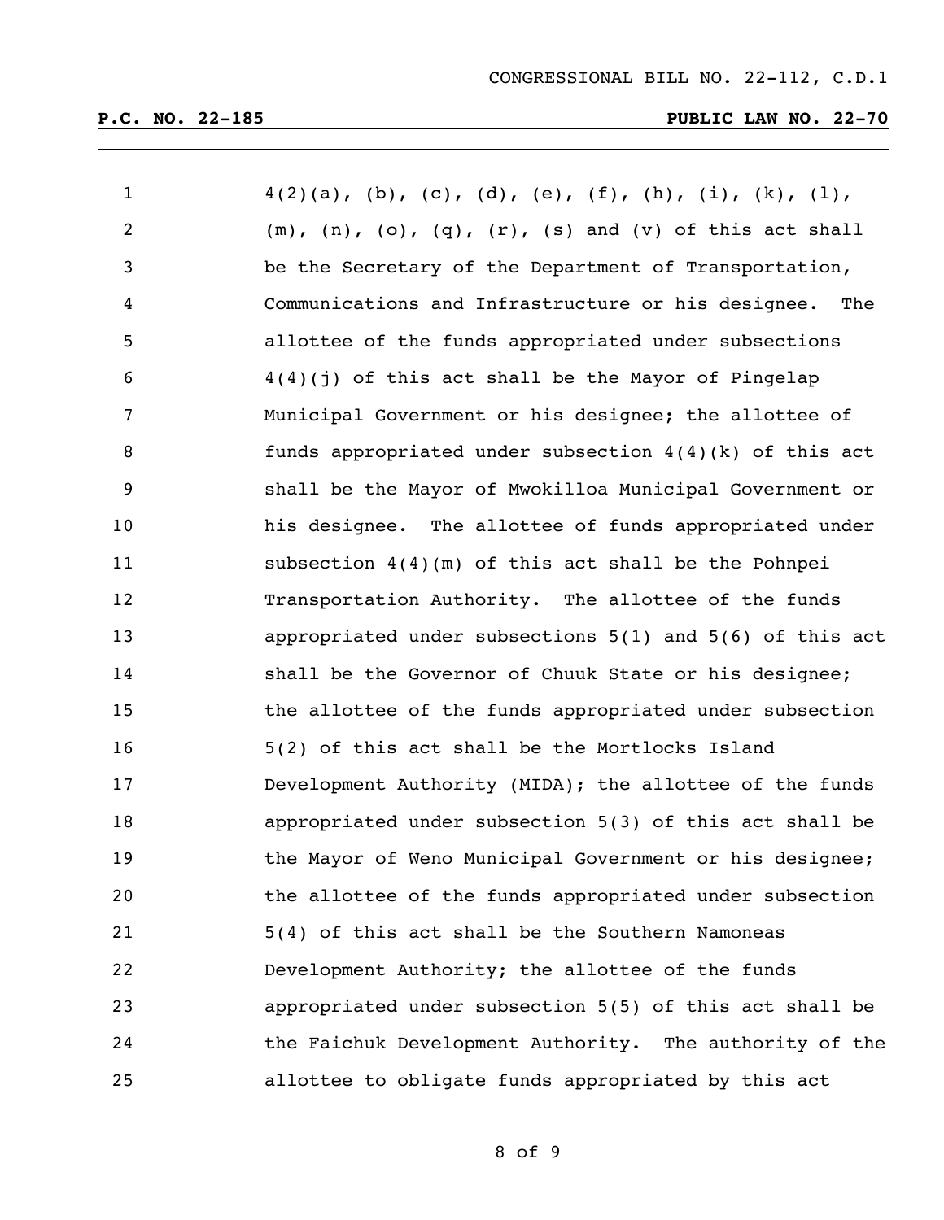4(2)(a), (b), (c), (d), (e), (f), (h), (i), (k), (l), (m), (n), (o), (q), (r), (s) and (v) of this act shall be the Secretary of the Department of Transportation, Communications and Infrastructure or his designee. The allottee of the funds appropriated under subsections 4(4)(j) of this act shall be the Mayor of Pingelap Municipal Government or his designee; the allottee of funds appropriated under subsection 4(4)(k) of this act shall be the Mayor of Mwokilloa Municipal Government or his designee. The allottee of funds appropriated under subsection 4(4)(m) of this act shall be the Pohnpei Transportation Authority. The allottee of the funds appropriated under subsections 5(1) and 5(6) of this act shall be the Governor of Chuuk State or his designee; the allottee of the funds appropriated under subsection 5(2) of this act shall be the Mortlocks Island Development Authority (MIDA); the allottee of the funds appropriated under subsection 5(3) of this act shall be the Mayor of Weno Municipal Government or his designee; the allottee of the funds appropriated under subsection 5(4) of this act shall be the Southern Namoneas Development Authority; the allottee of the funds appropriated under subsection 5(5) of this act shall be the Faichuk Development Authority. The authority of the allottee to obligate funds appropriated by this act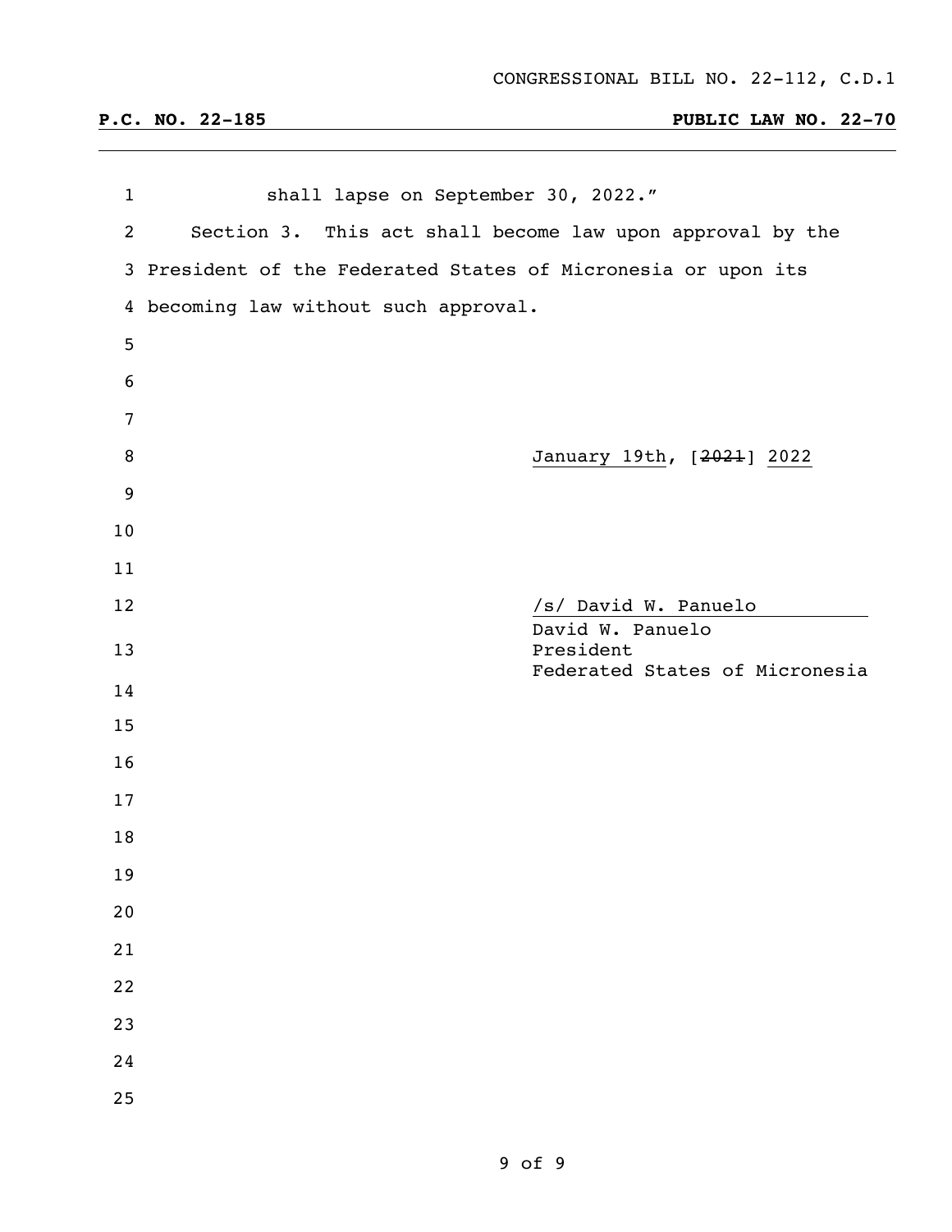shall lapse on September 30, 2022."

Section 3. This act shall become law upon approval by the President of the Federated States of Micronesia or upon its becoming law without such approval.

January 19th, [~~2021~~] 2022

/s/ David W. Panuelo
David W. Panuelo
President
Federated States of Micronesia